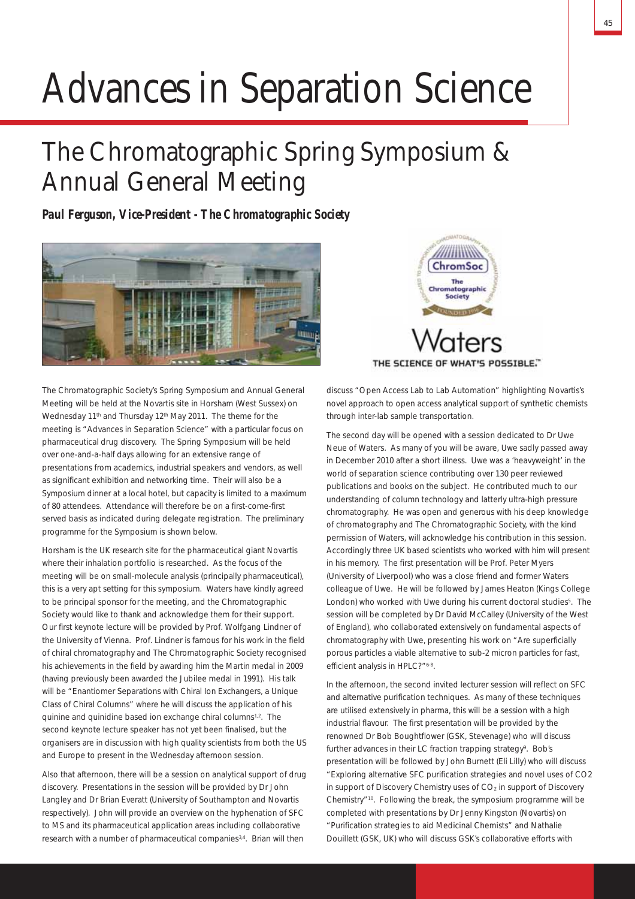# Advances in Separation Science

## The Chromatographic Spring Symposium & Annual General Meeting

***Paul Ferguson, Vice-President - The Chromatographic Society***

The Chromatographic Society's Spring Symposium and Annual General Meeting will be held at the Novartis site in Horsham (West Sussex) on Wednesday 11th and Thursday 12th May 2011. The theme for the meeting is "Advances in Separation Science" with a particular focus on pharmaceutical drug discovery. The Spring Symposium will be held over one-and-a-half days allowing for an extensive range of presentations from academics, industrial speakers and vendors, as well as significant exhibition and networking time. Their will also be a Symposium dinner at a local hotel, but capacity is limited to a maximum of 80 attendees. Attendance will therefore be on a first-come-first served basis as indicated during delegate registration. The preliminary programme for the Symposium is shown below.

Horsham is the UK research site for the pharmaceutical giant Novartis where their inhalation portfolio is researched. As the focus of the meeting will be on small-molecule analysis (principally pharmaceutical), this is a very apt setting for this symposium. Waters have kindly agreed to be principal sponsor for the meeting, and the Chromatographic Society would like to thank and acknowledge them for their support. Our first keynote lecture will be provided by Prof. Wolfgang Lindner of the University of Vienna. Prof. Lindner is famous for his work in the field of chiral chromatography and The Chromatographic Society recognised his achievements in the field by awarding him the Martin medal in 2009 (having previously been awarded the Jubilee medal in 1991). His talk will be "Enantiomer Separations with Chiral Ion Exchangers, a Unique Class of Chiral Columns" where he will discuss the application of his quinine and quinidine based ion exchange chiral columns[1,2]. The second keynote lecture speaker has not yet been finalised, but the organisers are in discussion with high quality scientists from both the US and Europe to present in the Wednesday afternoon session.

Also that afternoon, there will be a session on analytical support of drug discovery. Presentations in the session will be provided by Dr John Langley and Dr Brian Everatt (University of Southampton and Novartis respectively). John will provide an overview on the hyphenation of SFC to MS and its pharmaceutical application areas including collaborative research with a number of pharmaceutical companies[3,4]. Brian will then discuss "Open Access Lab to Lab Automation" highlighting Novartis's novel approach to open access analytical support of synthetic chemists through inter-lab sample transportation.

The second day will be opened with a session dedicated to Dr Uwe Neue of Waters. As many of you will be aware, Uwe sadly passed away in December 2010 after a short illness. Uwe was a 'heavyweight' in the world of separation science contributing over 130 peer reviewed publications and books on the subject. He contributed much to our understanding of column technology and latterly ultra-high pressure chromatography. He was open and generous with his deep knowledge of chromatography and The Chromatographic Society, with the kind permission of Waters, will acknowledge his contribution in this session. Accordingly three UK based scientists who worked with him will present in his memory. The first presentation will be Prof. Peter Myers (University of Liverpool) who was a close friend and former Waters colleague of Uwe. He will be followed by James Heaton (Kings College London) who worked with Uwe during his current doctoral studies[5]. The session will be completed by Dr David McCalley (University of the West of England), who collaborated extensively on fundamental aspects of chromatography with Uwe, presenting his work on "Are superficially porous particles a viable alternative to sub-2 micron particles for fast, efficient analysis in HPLC?"[6-8].

In the afternoon, the second invited lecturer session will reflect on SFC and alternative purification techniques. As many of these techniques are utilised extensively in pharma, this will be a session with a high industrial flavour. The first presentation will be provided by the renowned Dr Bob Boughtflower (GSK, Stevenage) who will discuss further advances in their LC fraction trapping strategy[9]. Bob's presentation will be followed by John Burnett (Eli Lilly) who will discuss "Exploring alternative SFC purification strategies and novel uses of CO2 in support of Discovery Chemistry uses of $CO_2$ in support of Discovery Chemistry"[10]. Following the break, the symposium programme will be completed with presentations by Dr Jenny Kingston (Novartis) on "Purification strategies to aid Medicinal Chemists" and Nathalie Douillett (GSK, UK) who will discuss GSK's collaborative efforts with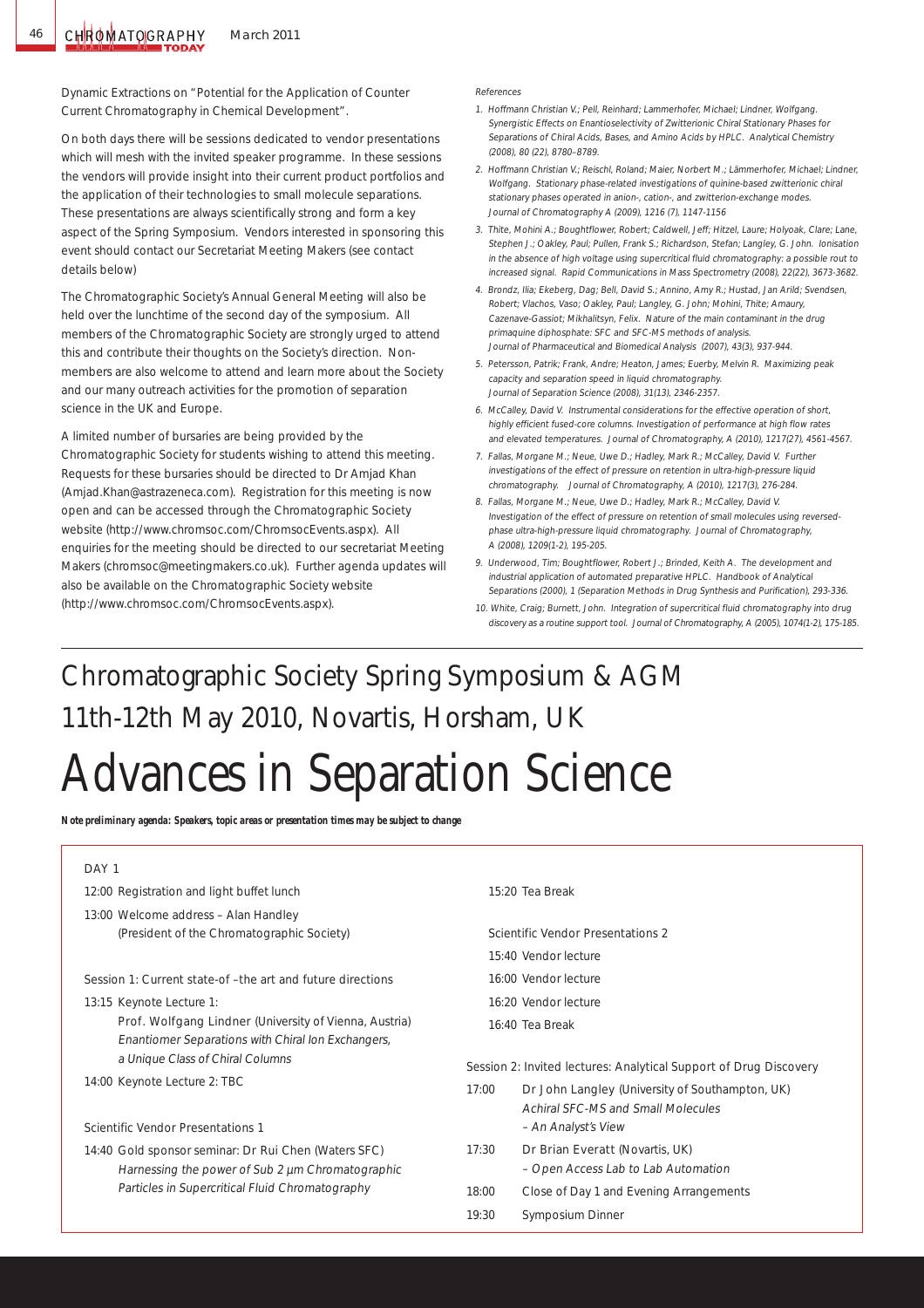Dynamic Extractions on "Potential for the Application of Counter Current Chromatography in Chemical Development".

On both days there will be sessions dedicated to vendor presentations which will mesh with the invited speaker programme. In these sessions the vendors will provide insight into their current product portfolios and the application of their technologies to small molecule separations. These presentations are always scientifically strong and form a key aspect of the Spring Symposium. Vendors interested in sponsoring this event should contact our Secretariat Meeting Makers (see contact details below)

The Chromatographic Society's Annual General Meeting will also be held over the lunchtime of the second day of the symposium. All members of the Chromatographic Society are strongly urged to attend this and contribute their thoughts on the Society's direction. Non-members are also welcome to attend and learn more about the Society and our many outreach activities for the promotion of separation science in the UK and Europe.

A limited number of bursaries are being provided by the Chromatographic Society for students wishing to attend this meeting. Requests for these bursaries should be directed to Dr Amjad Khan (Amjad.Khan@astrazeneca.com). Registration for this meeting is now open and can be accessed through the Chromatographic Society website (http://www.chromsoc.com/ChromsocEvents.aspx). All enquiries for the meeting should be directed to our secretariat Meeting Makers (chromsoc@meetingmakers.co.uk). Further agenda updates will also be available on the Chromatographic Society website (http://www.chromsoc.com/ChromsocEvents.aspx).

*References*

1. *Hoffmann Christian V.; Pell, Reinhard; Lammerhofer, Michael; Lindner, Wolfgang. Synergistic Effects on Enantioselectivity of Zwitterionic Chiral Stationary Phases for Separations of Chiral Acids, Bases, and Amino Acids by HPLC. Analytical Chemistry (2008), 80 (22), 8780–8789.*
2. *Hoffmann Christian V.; Reischl, Roland; Maier, Norbert M.; Lämmerhofer, Michael; Lindner, Wolfgang. Stationary phase-related investigations of quinine-based zwitterionic chiral stationary phases operated in anion-, cation-, and zwitterion-exchange modes. Journal of Chromatography A (2009), 1216 (7), 1147-1156*
3. *Thite, Mohini A.; Boughtflower, Robert; Caldwell, Jeff; Hitzel, Laure; Holyoak, Clare; Lane, Stephen J.; Oakley, Paul; Pullen, Frank S.; Richardson, Stefan; Langley, G. John. Ionisation in the absence of high voltage using supercritical fluid chromatography: a possible rout to increased signal. Rapid Communications in Mass Spectrometry (2008), 22(22), 3673-3682.*
4. *Brondz, Ilia; Ekeberg, Dag; Bell, David S.; Annino, Amy R.; Hustad, Jan Arild; Svendsen, Robert; Vlachos, Vaso; Oakley, Paul; Langley, G. John; Mohini, Thite; Amaury, Cazenave-Gassiot; Mikhalitsyn, Felix. Nature of the main contaminant in the drug primaquine diphosphate: SFC and SFC-MS methods of analysis. Journal of Pharmaceutical and Biomedical Analysis (2007), 43(3), 937-944.*
5. *Petersson, Patrik; Frank, Andre; Heaton, James; Euerby, Melvin R. Maximizing peak capacity and separation speed in liquid chromatography. Journal of Separation Science (2008), 31(13), 2346-2357.*
6. *McCalley, David V. Instrumental considerations for the effective operation of short, highly efficient fused-core columns. Investigation of performance at high flow rates and elevated temperatures. Journal of Chromatography, A (2010), 1217(27), 4561-4567.*
7. *Fallas, Morgane M.; Neue, Uwe D.; Hadley, Mark R.; McCalley, David V. Further investigations of the effect of pressure on retention in ultra-high-pressure liquid chromatography. Journal of Chromatography, A (2010), 1217(3), 276-284.*
8. *Fallas, Morgane M.; Neue, Uwe D.; Hadley, Mark R.; McCalley, David V. Investigation of the effect of pressure on retention of small molecules using reversed-phase ultra-high-pressure liquid chromatography. Journal of Chromatography, A (2008), 1209(1-2), 195-205.*
9. *Underwood, Tim; Boughtflower, Robert J.; Brinded, Keith A. The development and industrial application of automated preparative HPLC. Handbook of Analytical Separations (2000), 1 (Separation Methods in Drug Synthesis and Purification), 293-336.*
10. *White, Craig; Burnett, John. Integration of supercritical fluid chromatography into drug discovery as a routine support tool. Journal of Chromatography, A (2005), 1074(1-2), 175-185.*

## Chromatographic Society Spring Symposium & AGM 11th-12th May 2010, Novartis, Horsham, UK

# Advances in Separation Science

***Note preliminary agenda: Speakers, topic areas or presentation times may be subject to change***

DAY 1

12:00 Registration and light buffet lunch

13:00 Welcome address – Alan Handley (President of the Chromatographic Society)

Session 1: Current state-of –the art and future directions

13:15 Keynote Lecture 1: Prof. Wolfgang Lindner (University of Vienna, Austria) *Enantiomer Separations with Chiral Ion Exchangers, a Unique Class of Chiral Columns*

14:00 Keynote Lecture 2: TBC

Scientific Vendor Presentations 1

14:40 Gold sponsor seminar: Dr Rui Chen (Waters SFC) *Harnessing the power of Sub 2 µm Chromatographic Particles in Supercritical Fluid Chromatography*

15:20 Tea Break

Scientific Vendor Presentations 2

15:40 Vendor lecture

16:00 Vendor lecture

16:20 Vendor lecture

16:40 Tea Break

Session 2: Invited lectures: Analytical Support of Drug Discovery

17:00 Dr John Langley (University of Southampton, UK) *Achiral SFC-MS and Small Molecules – An Analyst's View*

17:30 Dr Brian Everatt (Novartis, UK) *– Open Access Lab to Lab Automation*

18:00 Close of Day 1 and Evening Arrangements

19:30 Symposium Dinner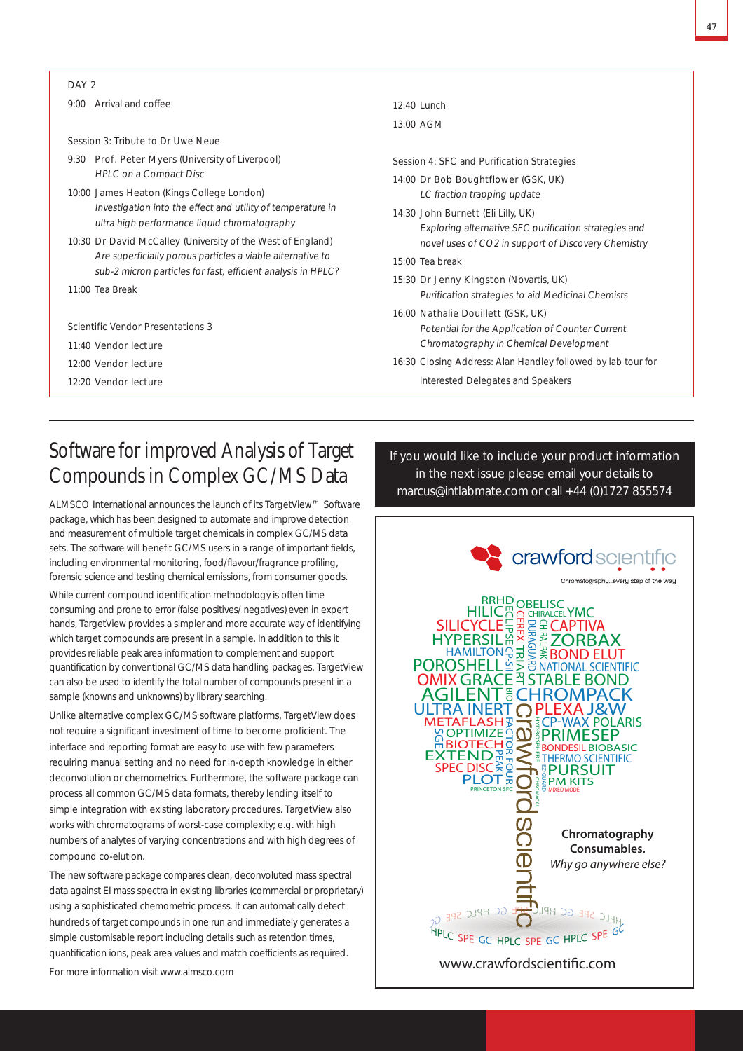DAY 2

9:00 Arrival and coffee

Session 3: Tribute to Dr Uwe Neue

9:30 Prof. Peter Myers (University of Liverpool)
*HPLC on a Compact Disc*

10:00 James Heaton (Kings College London)
*Investigation into the effect and utility of temperature in ultra high performance liquid chromatography*

10:30 Dr David McCalley (University of the West of England)
*Are superficially porous particles a viable alternative to sub-2 micron particles for fast, efficient analysis in HPLC?*

11:00 Tea Break

Scientific Vendor Presentations 3

11:40 Vendor lecture

12:00 Vendor lecture

12:20 Vendor lecture

12:40 Lunch

13:00 AGM

Session 4: SFC and Purification Strategies

14:00 Dr Bob Boughtflower (GSK, UK)
*LC fraction trapping update*

14:30 John Burnett (Eli Lilly, UK)
*Exploring alternative SFC purification strategies and novel uses of CO2 in support of Discovery Chemistry*

15:00 Tea break

15:30 Dr Jenny Kingston (Novartis, UK)
*Purification strategies to aid Medicinal Chemists*

16:00 Nathalie Douillett (GSK, UK)
*Potential for the Application of Counter Current Chromatography in Chemical Development*

16:30 Closing Address: Alan Handley followed by lab tour for interested Delegates and Speakers

# Software for improved Analysis of Target Compounds in Complex GC/MS Data

ALMSCO International announces the launch of its TargetView™ Software package, which has been designed to automate and improve detection and measurement of multiple target chemicals in complex GC/MS data sets. The software will benefit GC/MS users in a range of important fields, including environmental monitoring, food/flavour/fragrance profiling, forensic science and testing chemical emissions, from consumer goods.

While current compound identification methodology is often time consuming and prone to error (false positives/ negatives) even in expert hands, TargetView provides a simpler and more accurate way of identifying which target compounds are present in a sample. In addition to this it provides reliable peak area information to complement and support quantification by conventional GC/MS data handling packages. TargetView can also be used to identify the total number of compounds present in a sample (knowns and unknowns) by library searching.

Unlike alternative complex GC/MS software platforms, TargetView does not require a significant investment of time to become proficient. The interface and reporting format are easy to use with few parameters requiring manual setting and no need for in-depth knowledge in either deconvolution or chemometrics. Furthermore, the software package can process all common GC/MS data formats, thereby lending itself to simple integration with existing laboratory procedures. TargetView also works with chromatograms of worst-case complexity; e.g. with high numbers of analytes of varying concentrations and with high degrees of compound co-elution.

The new software package compares clean, deconvoluted mass spectral data against EI mass spectra in existing libraries (commercial or proprietary) using a sophisticated chemometric process. It can automatically detect hundreds of target compounds in one run and immediately generates a simple customisable report including details such as retention times, quantification ions, peak area values and match coefficients as required.

For more information visit www.almsco.com

If you would like to include your product information in the next issue please email your details to marcus@intlabmate.com or call +44 (0)1727 855574

crawford scientific

Chromatography...every step of the way

**Chromatography Consumables.**
*Why go anywhere else?*

HPLC SPE GC HPLC SPE GC HPLC SPE GC

www.crawfordscientific.com